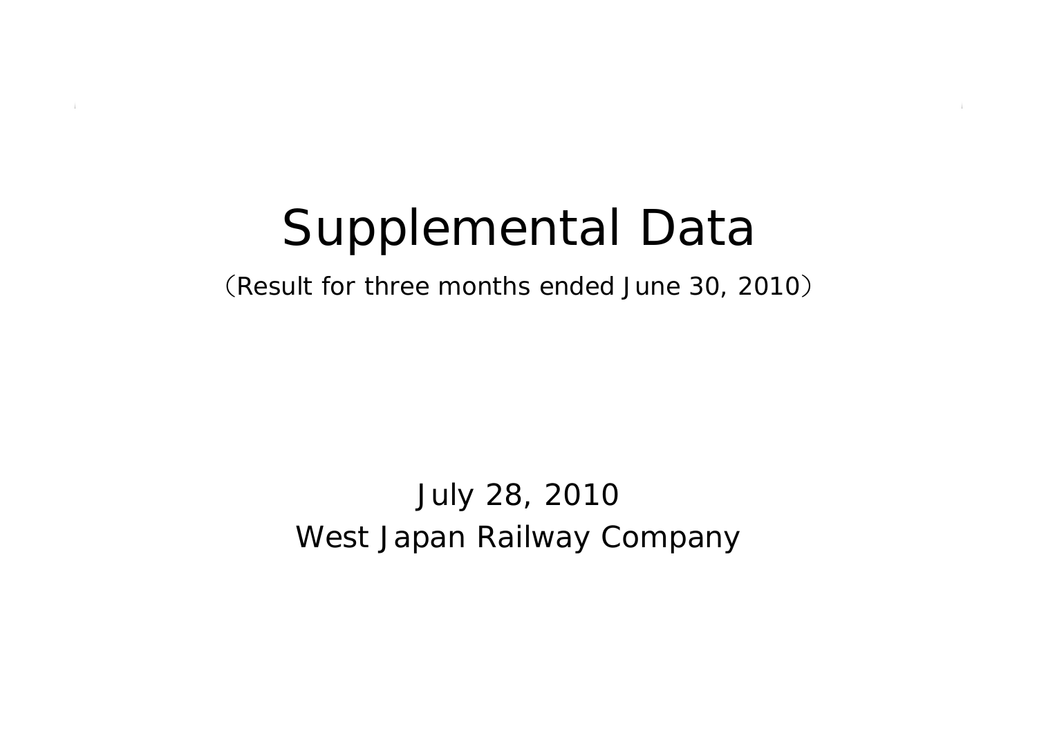# Supplemental Data

（Result for three months ended June 30, 2010）

July 28, 2010

West Japan Railway Company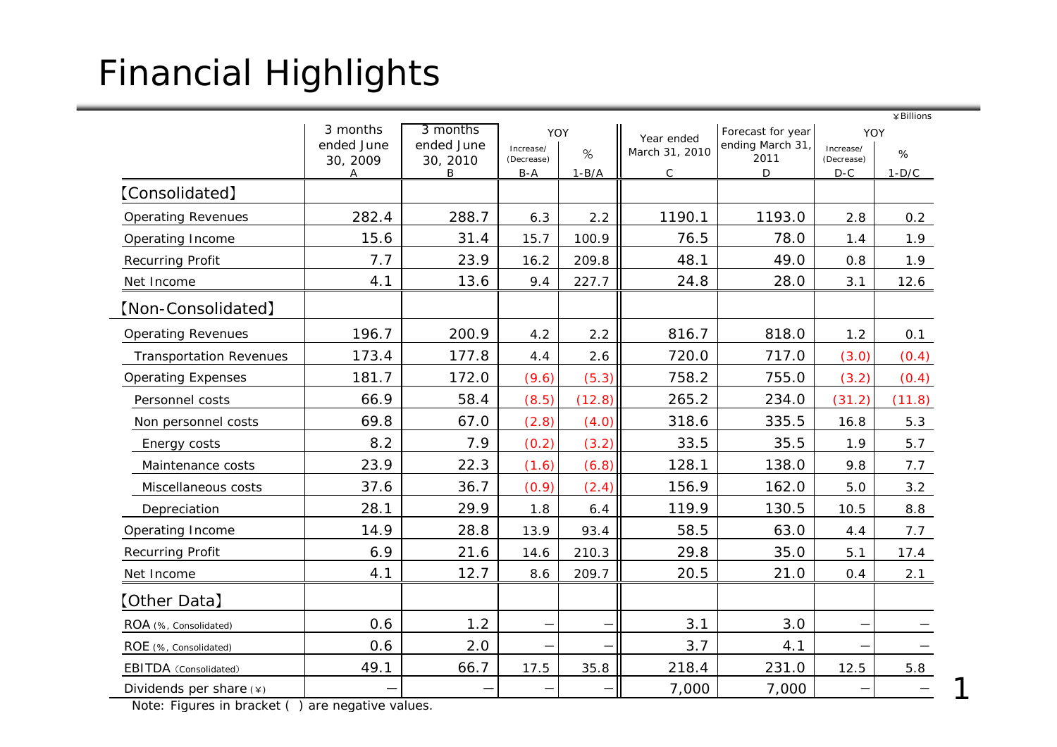# Financial Highlights

¥Billions

| | 3 months ended June 30, 2009 | 3 months ended June 30, 2010 | YOY | | Year ended March 31, 2010 | Forecast for year ending March 31, 2011 | YOY | |
|---|---|---|---|---|---|---|---|---|
| | | | Increase/ (Decrease) | % | | | Increase/ (Decrease) | % |
| | A | B | B-A | 1-B/A | C | D | D-C | 1-D/C |
| 【Consolidated】 | | | | | | | | |
| Operating Revenues | 282.4 | 288.7 | 6.3 | 2.2 | 1190.1 | 1193.0 | 2.8 | 0.2 |
| Operating Income | 15.6 | 31.4 | 15.7 | 100.9 | 76.5 | 78.0 | 1.4 | 1.9 |
| Recurring Profit | 7.7 | 23.9 | 16.2 | 209.8 | 48.1 | 49.0 | 0.8 | 1.9 |
| Net Income | 4.1 | 13.6 | 9.4 | 227.7 | 24.8 | 28.0 | 3.1 | 12.6 |
| 【Non-Consolidated】 | | | | | | | | |
| Operating Revenues | 196.7 | 200.9 | 4.2 | 2.2 | 816.7 | 818.0 | 1.2 | 0.1 |
| Transportation Revenues | 173.4 | 177.8 | 4.4 | 2.6 | 720.0 | 717.0 | (3.0) | (0.4) |
| Operating Expenses | 181.7 | 172.0 | (9.6) | (5.3) | 758.2 | 755.0 | (3.2) | (0.4) |
| Personnel costs | 66.9 | 58.4 | (8.5) | (12.8) | 265.2 | 234.0 | (31.2) | (11.8) |
| Non personnel costs | 69.8 | 67.0 | (2.8) | (4.0) | 318.6 | 335.5 | 16.8 | 5.3 |
| Energy costs | 8.2 | 7.9 | (0.2) | (3.2) | 33.5 | 35.5 | 1.9 | 5.7 |
| Maintenance costs | 23.9 | 22.3 | (1.6) | (6.8) | 128.1 | 138.0 | 9.8 | 7.7 |
| Miscellaneous costs | 37.6 | 36.7 | (0.9) | (2.4) | 156.9 | 162.0 | 5.0 | 3.2 |
| Depreciation | 28.1 | 29.9 | 1.8 | 6.4 | 119.9 | 130.5 | 10.5 | 8.8 |
| Operating Income | 14.9 | 28.8 | 13.9 | 93.4 | 58.5 | 63.0 | 4.4 | 7.7 |
| Recurring Profit | 6.9 | 21.6 | 14.6 | 210.3 | 29.8 | 35.0 | 5.1 | 17.4 |
| Net Income | 4.1 | 12.7 | 8.6 | 209.7 | 20.5 | 21.0 | 0.4 | 2.1 |
| 【Other Data】 | | | | | | | | |
| ROA (%, Consolidated) | 0.6 | 1.2 | – | – | 3.1 | 3.0 | – | – |
| ROE (%, Consolidated) | 0.6 | 2.0 | – | – | 3.7 | 4.1 | – | – |
| EBITDA (Consolidated) | 49.1 | 66.7 | 17.5 | 35.8 | 218.4 | 231.0 | 12.5 | 5.8 |
| Dividends per share (¥) | – | – | – | – | 7,000 | 7,000 | – | – |

Note: Figures in bracket ( ) are negative values.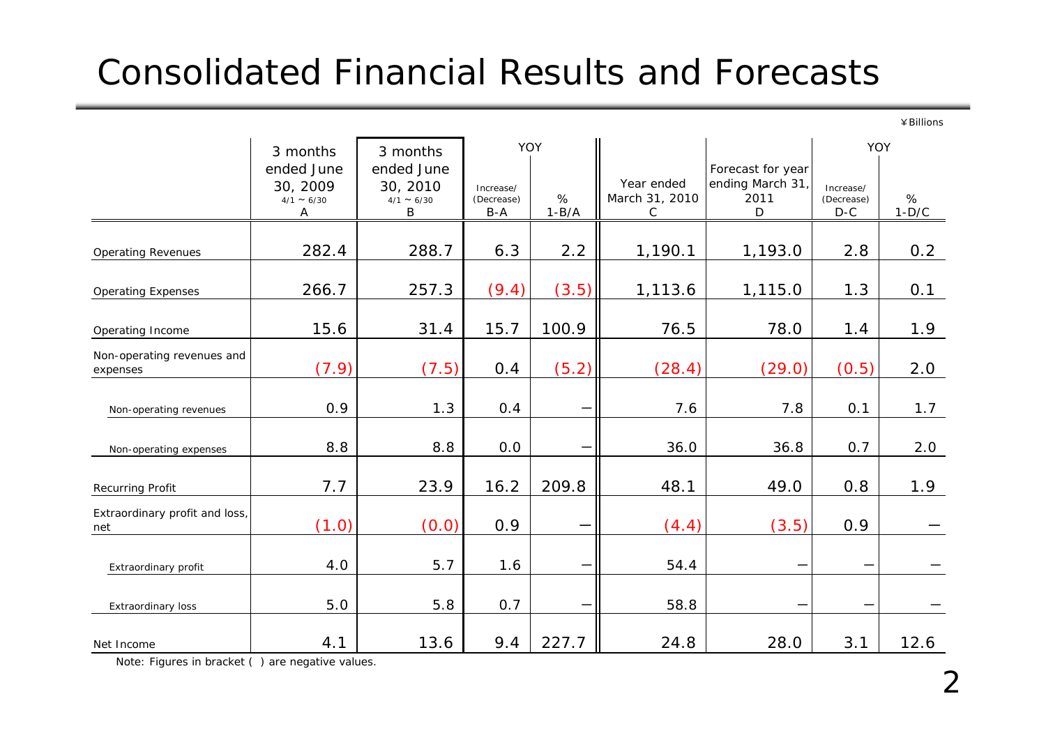# Consolidated Financial Results and Forecasts

¥Billions

| | 3 months ended June 30, 2009 4/1 ~ 6/30 A | 3 months ended June 30, 2010 4/1 ~ 6/30 B | YOY Increase/ (Decrease) B-A | YOY % 1-B/A | Year ended March 31, 2010 C | Forecast for year ending March 31, 2011 D | YOY Increase/ (Decrease) D-C | YOY % 1-D/C |
|---|---|---|---|---|---|---|---|---|
| Operating Revenues | 282.4 | 288.7 | 6.3 | 2.2 | 1,190.1 | 1,193.0 | 2.8 | 0.2 |
| Operating Expenses | 266.7 | 257.3 | (9.4) | (3.5) | 1,113.6 | 1,115.0 | 1.3 | 0.1 |
| Operating Income | 15.6 | 31.4 | 15.7 | 100.9 | 76.5 | 78.0 | 1.4 | 1.9 |
| Non-operating revenues and expenses | (7.9) | (7.5) | 0.4 | (5.2) | (28.4) | (29.0) | (0.5) | 2.0 |
| Non-operating revenues | 0.9 | 1.3 | 0.4 | — | 7.6 | 7.8 | 0.1 | 1.7 |
| Non-operating expenses | 8.8 | 8.8 | 0.0 | — | 36.0 | 36.8 | 0.7 | 2.0 |
| Recurring Profit | 7.7 | 23.9 | 16.2 | 209.8 | 48.1 | 49.0 | 0.8 | 1.9 |
| Extraordinary profit and loss, net | (1.0) | (0.0) | 0.9 | — | (4.4) | (3.5) | 0.9 | — |
| Extraordinary profit | 4.0 | 5.7 | 1.6 | — | 54.4 | — | — | — |
| Extraordinary loss | 5.0 | 5.8 | 0.7 | — | 58.8 | — | — | — |
| Net Income | 4.1 | 13.6 | 9.4 | 227.7 | 24.8 | 28.0 | 3.1 | 12.6 |

Note: Figures in bracket ( ) are negative values.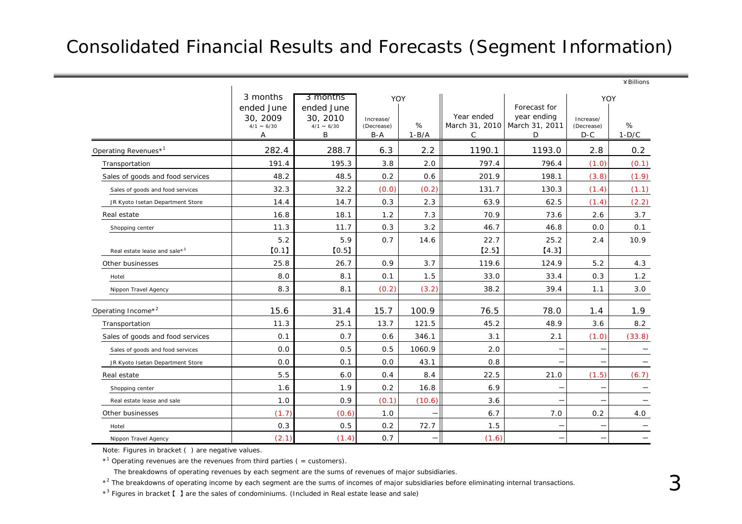# Consolidated Financial Results and Forecasts (Segment Information)

¥Billions

| | 3 months ended June 30, 2009 4/1 ～ 6/30 A | 3 months ended June 30, 2010 4/1 ～ 6/30 B | YOY Increase/ (Decrease) B-A | YOY % 1-B/A | Year ended March 31, 2010 C | Forecast for year ending March 31, 2011 D | YOY Increase/ (Decrease) D-C | YOY % 1-D/C |
|---|---|---|---|---|---|---|---|---|
| Operating Revenues*[1] | 282.4 | 288.7 | 6.3 | 2.2 | 1190.1 | 1193.0 | 2.8 | 0.2 |
| Transportation | 191.4 | 195.3 | 3.8 | 2.0 | 797.4 | 796.4 | (1.0) | (0.1) |
| Sales of goods and food services | 48.2 | 48.5 | 0.2 | 0.6 | 201.9 | 198.1 | (3.8) | (1.9) |
| Sales of goods and food services | 32.3 | 32.2 | (0.0) | (0.2) | 131.7 | 130.3 | (1.4) | (1.1) |
| JR Kyoto Isetan Department Store | 14.4 | 14.7 | 0.3 | 2.3 | 63.9 | 62.5 | (1.4) | (2.2) |
| Real estate | 16.8 | 18.1 | 1.2 | 7.3 | 70.9 | 73.6 | 2.6 | 3.7 |
| Shopping center | 11.3 | 11.7 | 0.3 | 3.2 | 46.7 | 46.8 | 0.0 | 0.1 |
| Real estate lease and sale*[3] | 5.2 【0.1】 | 5.9 【0.5】 | 0.7 | 14.6 | 22.7 【2.5】 | 25.2 【4.3】 | 2.4 | 10.9 |
| Other businesses | 25.8 | 26.7 | 0.9 | 3.7 | 119.6 | 124.9 | 5.2 | 4.3 |
| Hotel | 8.0 | 8.1 | 0.1 | 1.5 | 33.0 | 33.4 | 0.3 | 1.2 |
| Nippon Travel Agency | 8.3 | 8.1 | (0.2) | (3.2) | 38.2 | 39.4 | 1.1 | 3.0 |
| Operating Income*[2] | 15.6 | 31.4 | 15.7 | 100.9 | 76.5 | 78.0 | 1.4 | 1.9 |
| Transportation | 11.3 | 25.1 | 13.7 | 121.5 | 45.2 | 48.9 | 3.6 | 8.2 |
| Sales of goods and food services | 0.1 | 0.7 | 0.6 | 346.1 | 3.1 | 2.1 | (1.0) | (33.8) |
| Sales of goods and food services | 0.0 | 0.5 | 0.5 | 1060.9 | 2.0 | − | − | − |
| JR Kyoto Isetan Department Store | 0.0 | 0.1 | 0.0 | 43.1 | 0.8 | − | − | − |
| Real estate | 5.5 | 6.0 | 0.4 | 8.4 | 22.5 | 21.0 | (1.5) | (6.7) |
| Shopping center | 1.6 | 1.9 | 0.2 | 16.8 | 6.9 | − | − | − |
| Real estate lease and sale | 1.0 | 0.9 | (0.1) | (10.6) | 3.6 | − | − | − |
| Other businesses | (1.7) | (0.6) | 1.0 | − | 6.7 | 7.0 | 0.2 | 4.0 |
| Hotel | 0.3 | 0.5 | 0.2 | 72.7 | 1.5 | − | − | − |
| Nippon Travel Agency | (2.1) | (1.4) | 0.7 | − | (1.6) | − | − | − |

Note: Figures in bracket ( ) are negative values.

*[1] Operating revenues are the revenues from third parties ( = customers).

The breakdowns of operating revenues by each segment are the sums of revenues of major subsidiaries.

*[2] The breakdowns of operating income by each segment are the sums of incomes of major subsidiaries before eliminating internal transactions.

*[3] Figures in bracket 【 】 are the sales of condominiums. (Included in Real estate lease and sale)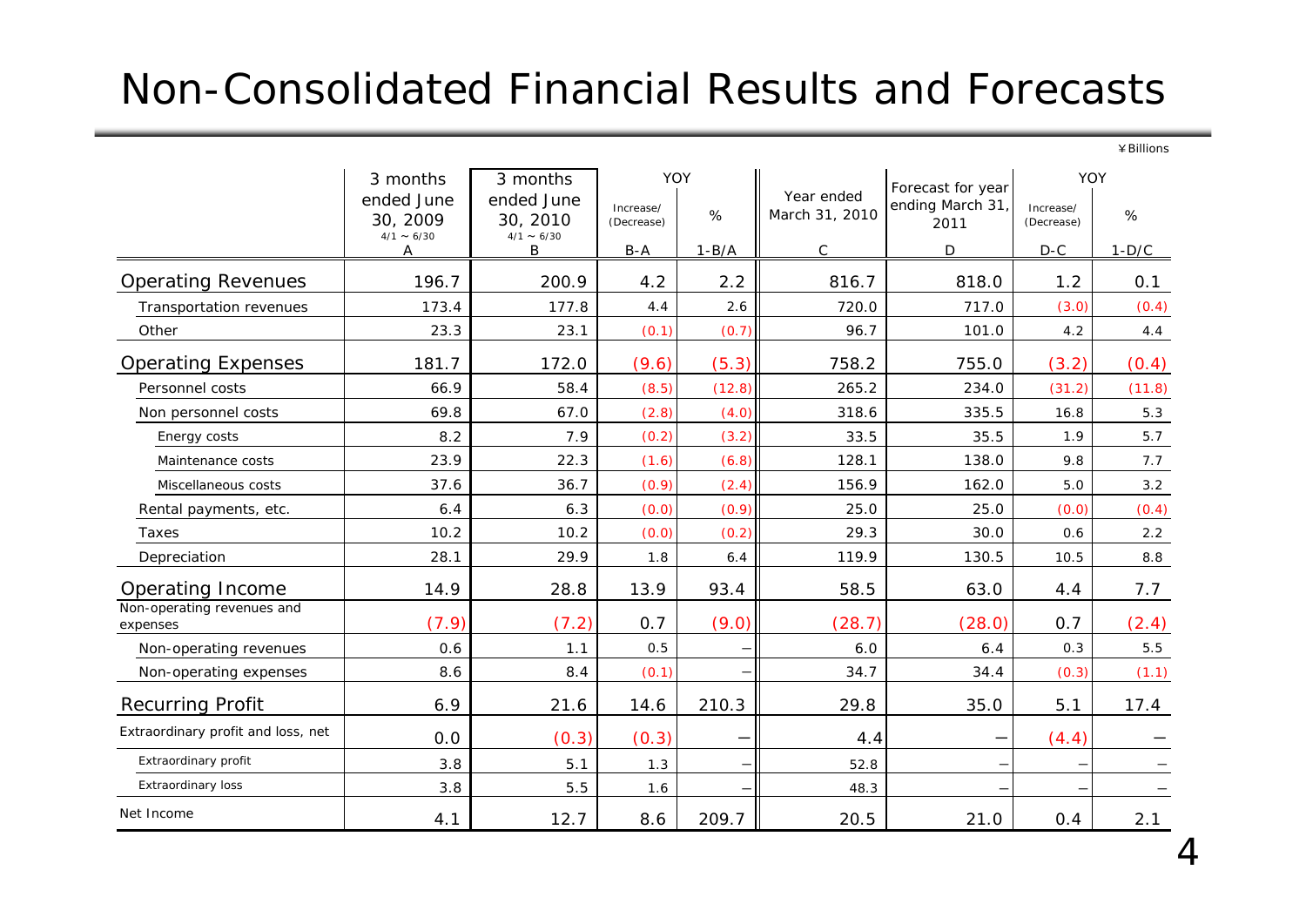# Non-Consolidated Financial Results and Forecasts

¥Billions

| | 3 months ended June 30, 2009 4/1 ~ 6/30 | 3 months ended June 30, 2010 4/1 ~ 6/30 | YOY | | Year ended March 31, 2010 | Forecast for year ending March 31, 2011 | YOY | |
|---|---|---|---|---|---|---|---|---|
| | | | Increase/ (Decrease) | % | | | Increase/ (Decrease) | % |
| | A | B | B-A | 1-B/A | C | D | D-C | 1-D/C |
| Operating Revenues | 196.7 | 200.9 | 4.2 | 2.2 | 816.7 | 818.0 | 1.2 | 0.1 |
| Transportation revenues | 173.4 | 177.8 | 4.4 | 2.6 | 720.0 | 717.0 | (3.0) | (0.4) |
| Other | 23.3 | 23.1 | (0.1) | (0.7) | 96.7 | 101.0 | 4.2 | 4.4 |
| Operating Expenses | 181.7 | 172.0 | (9.6) | (5.3) | 758.2 | 755.0 | (3.2) | (0.4) |
| Personnel costs | 66.9 | 58.4 | (8.5) | (12.8) | 265.2 | 234.0 | (31.2) | (11.8) |
| Non personnel costs | 69.8 | 67.0 | (2.8) | (4.0) | 318.6 | 335.5 | 16.8 | 5.3 |
| Energy costs | 8.2 | 7.9 | (0.2) | (3.2) | 33.5 | 35.5 | 1.9 | 5.7 |
| Maintenance costs | 23.9 | 22.3 | (1.6) | (6.8) | 128.1 | 138.0 | 9.8 | 7.7 |
| Miscellaneous costs | 37.6 | 36.7 | (0.9) | (2.4) | 156.9 | 162.0 | 5.0 | 3.2 |
| Rental payments, etc. | 6.4 | 6.3 | (0.0) | (0.9) | 25.0 | 25.0 | (0.0) | (0.4) |
| Taxes | 10.2 | 10.2 | (0.0) | (0.2) | 29.3 | 30.0 | 0.6 | 2.2 |
| Depreciation | 28.1 | 29.9 | 1.8 | 6.4 | 119.9 | 130.5 | 10.5 | 8.8 |
| Operating Income | 14.9 | 28.8 | 13.9 | 93.4 | 58.5 | 63.0 | 4.4 | 7.7 |
| Non-operating revenues and expenses | (7.9) | (7.2) | 0.7 | (9.0) | (28.7) | (28.0) | 0.7 | (2.4) |
| Non-operating revenues | 0.6 | 1.1 | 0.5 | − | 6.0 | 6.4 | 0.3 | 5.5 |
| Non-operating expenses | 8.6 | 8.4 | (0.1) | − | 34.7 | 34.4 | (0.3) | (1.1) |
| Recurring Profit | 6.9 | 21.6 | 14.6 | 210.3 | 29.8 | 35.0 | 5.1 | 17.4 |
| Extraordinary profit and loss, net | 0.0 | (0.3) | (0.3) | − | 4.4 | − | (4.4) | − |
| Extraordinary profit | 3.8 | 5.1 | 1.3 | − | 52.8 | − | − | − |
| Extraordinary loss | 3.8 | 5.5 | 1.6 | − | 48.3 | − | − | − |
| Net Income | 4.1 | 12.7 | 8.6 | 209.7 | 20.5 | 21.0 | 0.4 | 2.1 |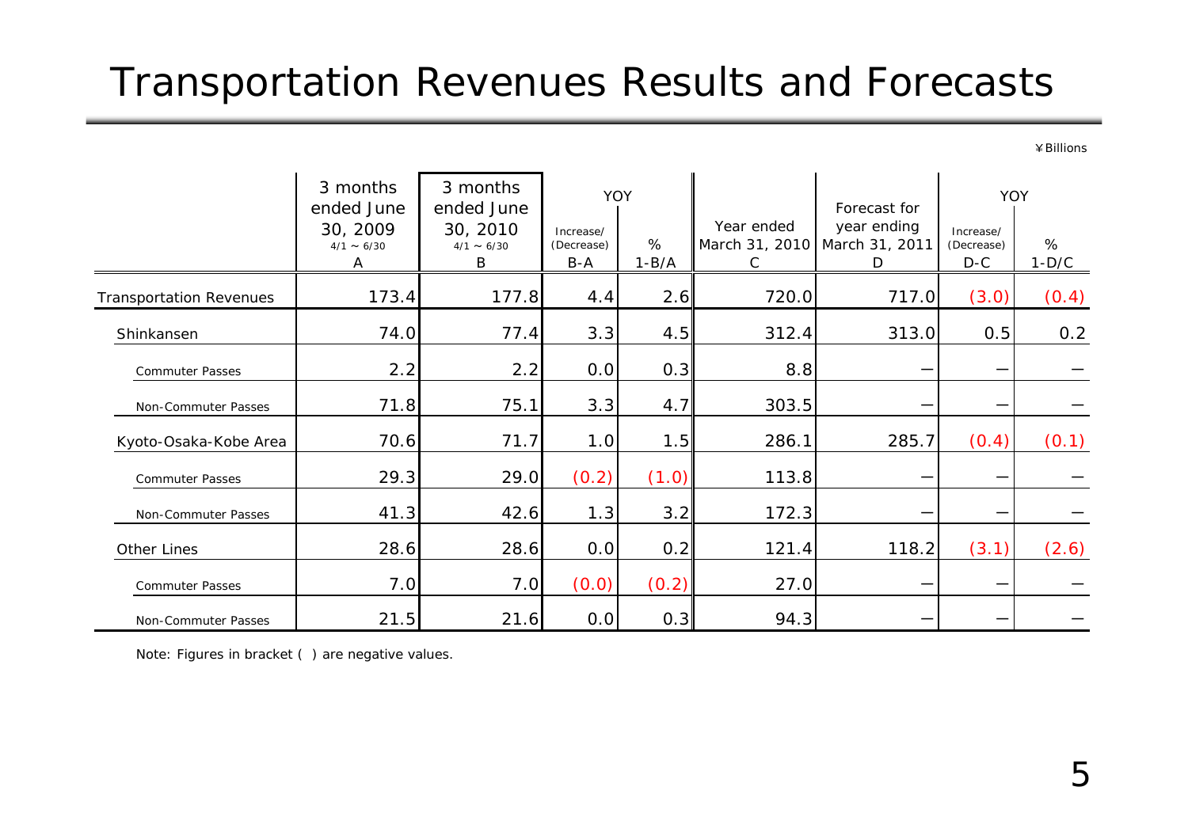# Transportation Revenues Results and Forecasts

¥Billions

| | 3 months ended June 30, 2009 4/1～6/30 A | 3 months ended June 30, 2010 4/1～6/30 B | YOY Increase/(Decrease) B-A | YOY % 1-B/A | Year ended March 31, 2010 C | Forecast for year ending March 31, 2011 D | YOY Increase/(Decrease) D-C | YOY % 1-D/C |
|---|---|---|---|---|---|---|---|---|
| Transportation Revenues | 173.4 | 177.8 | 4.4 | 2.6 | 720.0 | 717.0 | (3.0) | (0.4) |
| Shinkansen | 74.0 | 77.4 | 3.3 | 4.5 | 312.4 | 313.0 | 0.5 | 0.2 |
| Commuter Passes | 2.2 | 2.2 | 0.0 | 0.3 | 8.8 | － | － | － |
| Non-Commuter Passes | 71.8 | 75.1 | 3.3 | 4.7 | 303.5 | － | － | － |
| Kyoto-Osaka-Kobe Area | 70.6 | 71.7 | 1.0 | 1.5 | 286.1 | 285.7 | (0.4) | (0.1) |
| Commuter Passes | 29.3 | 29.0 | (0.2) | (1.0) | 113.8 | － | － | － |
| Non-Commuter Passes | 41.3 | 42.6 | 1.3 | 3.2 | 172.3 | － | － | － |
| Other Lines | 28.6 | 28.6 | 0.0 | 0.2 | 121.4 | 118.2 | (3.1) | (2.6) |
| Commuter Passes | 7.0 | 7.0 | (0.0) | (0.2) | 27.0 | － | － | － |
| Non-Commuter Passes | 21.5 | 21.6 | 0.0 | 0.3 | 94.3 | － | － | － |

Note: Figures in bracket ( ) are negative values.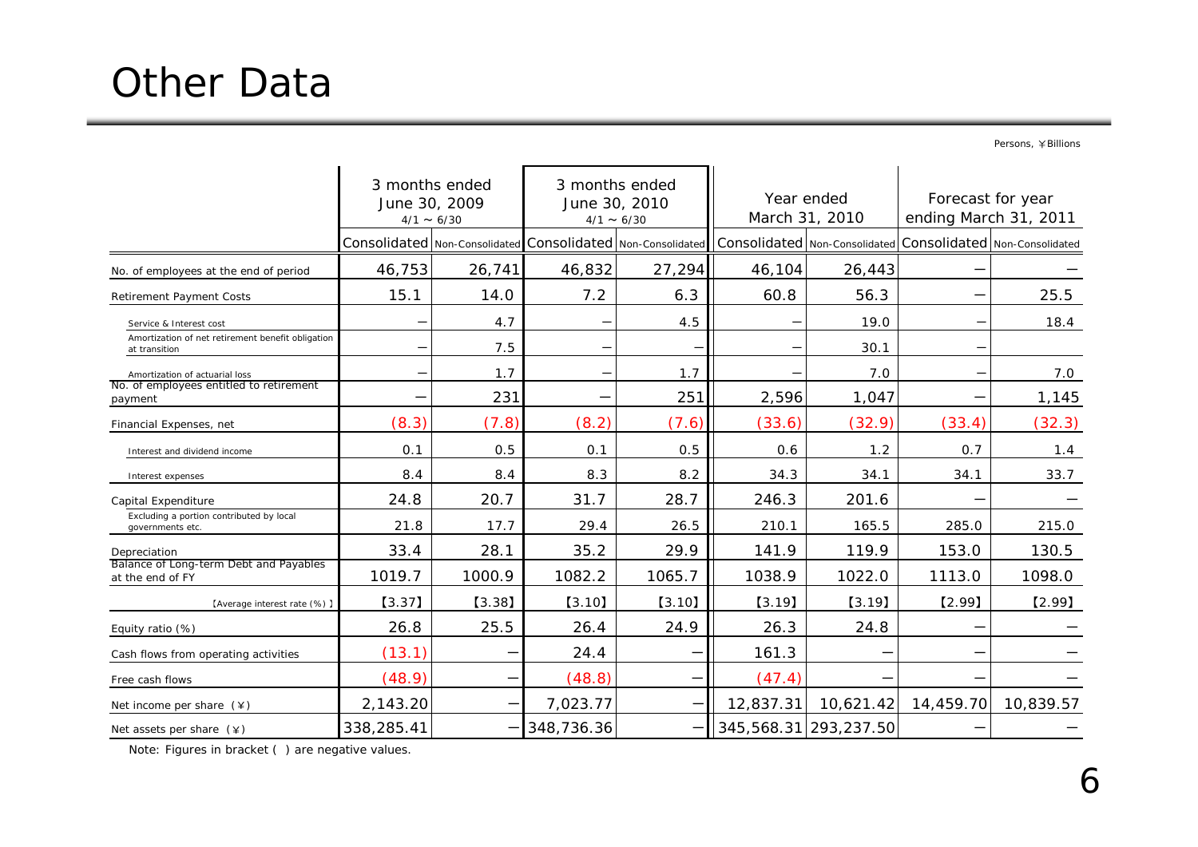# Other Data

Persons, ¥Billions

| | 3 months ended June 30, 2009 4/1 ~ 6/30 | | 3 months ended June 30, 2010 4/1 ~ 6/30 | | Year ended March 31, 2010 | | Forecast for year ending March 31, 2011 | |
|---|---|---|---|---|---|---|---|---|
| | Consolidated | Non-Consolidated | Consolidated | Non-Consolidated | Consolidated | Non-Consolidated | Consolidated | Non-Consolidated |
| No. of employees at the end of period | 46,753 | 26,741 | 46,832 | 27,294 | 46,104 | 26,443 | — | — |
| Retirement Payment Costs | 15.1 | 14.0 | 7.2 | 6.3 | 60.8 | 56.3 | — | 25.5 |
| Service & Interest cost | — | 4.7 | — | 4.5 | — | 19.0 | — | 18.4 |
| Amortization of net retirement benefit obligation at transition | — | 7.5 | — | — | — | 30.1 | — | |
| Amortization of actuarial loss | — | 1.7 | — | 1.7 | — | 7.0 | — | 7.0 |
| No. of employees entitled to retirement payment | — | 231 | — | 251 | 2,596 | 1,047 | — | 1,145 |
| Financial Expenses, net | (8.3) | (7.8) | (8.2) | (7.6) | (33.6) | (32.9) | (33.4) | (32.3) |
| Interest and dividend income | 0.1 | 0.5 | 0.1 | 0.5 | 0.6 | 1.2 | 0.7 | 1.4 |
| Interest expenses | 8.4 | 8.4 | 8.3 | 8.2 | 34.3 | 34.1 | 34.1 | 33.7 |
| Capital Expenditure | 24.8 | 20.7 | 31.7 | 28.7 | 246.3 | 201.6 | — | — |
| Excluding a portion contributed by local governments etc. | 21.8 | 17.7 | 29.4 | 26.5 | 210.1 | 165.5 | 285.0 | 215.0 |
| Depreciation | 33.4 | 28.1 | 35.2 | 29.9 | 141.9 | 119.9 | 153.0 | 130.5 |
| Balance of Long-term Debt and Payables at the end of FY | 1019.7 | 1000.9 | 1082.2 | 1065.7 | 1038.9 | 1022.0 | 1113.0 | 1098.0 |
| 【Average interest rate (%) 】 | 【3.37】 | 【3.38】 | 【3.10】 | 【3.10】 | 【3.19】 | 【3.19】 | 【2.99】 | 【2.99】 |
| Equity ratio (%) | 26.8 | 25.5 | 26.4 | 24.9 | 26.3 | 24.8 | — | — |
| Cash flows from operating activities | (13.1) | — | 24.4 | — | 161.3 | — | — | — |
| Free cash flows | (48.9) | — | (48.8) | — | (47.4) | — | — | — |
| Net income per share (¥) | 2,143.20 | — | 7,023.77 | — | 12,837.31 | 10,621.42 | 14,459.70 | 10,839.57 |
| Net assets per share (¥) | 338,285.41 | — | 348,736.36 | — | 345,568.31 | 293,237.50 | — | — |

Note: Figures in bracket ( ) are negative values.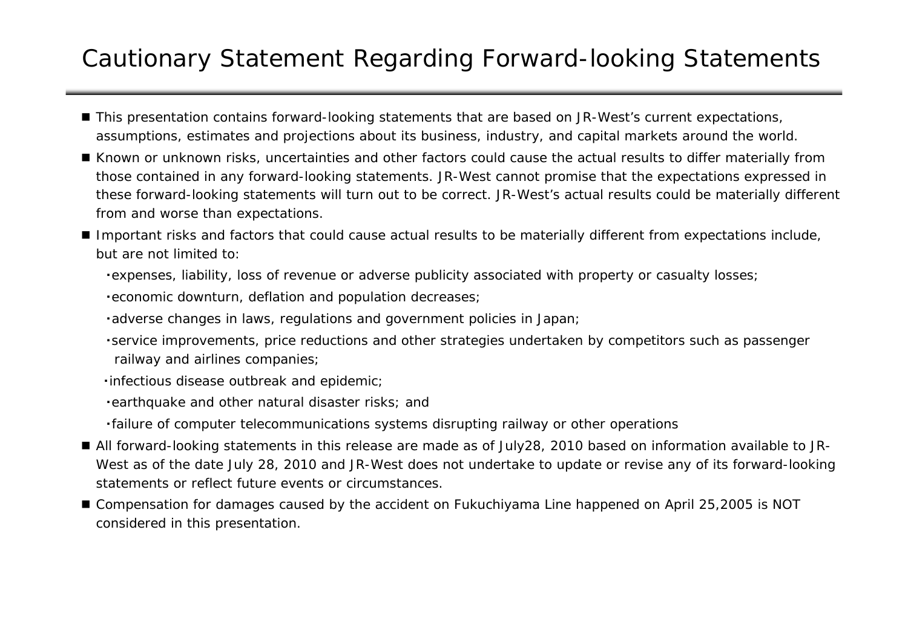# Cautionary Statement Regarding Forward-looking Statements

- This presentation contains forward-looking statements that are based on JR-West's current expectations, assumptions, estimates and projections about its business, industry, and capital markets around the world.
- Known or unknown risks, uncertainties and other factors could cause the actual results to differ materially from those contained in any forward-looking statements. JR-West cannot promise that the expectations expressed in these forward-looking statements will turn out to be correct. JR-West's actual results could be materially different from and worse than expectations.
- Important risks and factors that could cause actual results to be materially different from expectations include, but are not limited to:
  - ･expenses, liability, loss of revenue or adverse publicity associated with property or casualty losses;
  - ･economic downturn, deflation and population decreases;
  - ･adverse changes in laws, regulations and government policies in Japan;
  - ･service improvements, price reductions and other strategies undertaken by competitors such as passenger railway and airlines companies;
  - ･infectious disease outbreak and epidemic;
  - ･earthquake and other natural disaster risks; and
  - ･failure of computer telecommunications systems disrupting railway or other operations
- All forward-looking statements in this release are made as of July28, 2010 based on information available to JR-West as of the date July 28, 2010 and JR-West does not undertake to update or revise any of its forward-looking statements or reflect future events or circumstances.
- Compensation for damages caused by the accident on Fukuchiyama Line happened on April 25,2005 is NOT considered in this presentation.